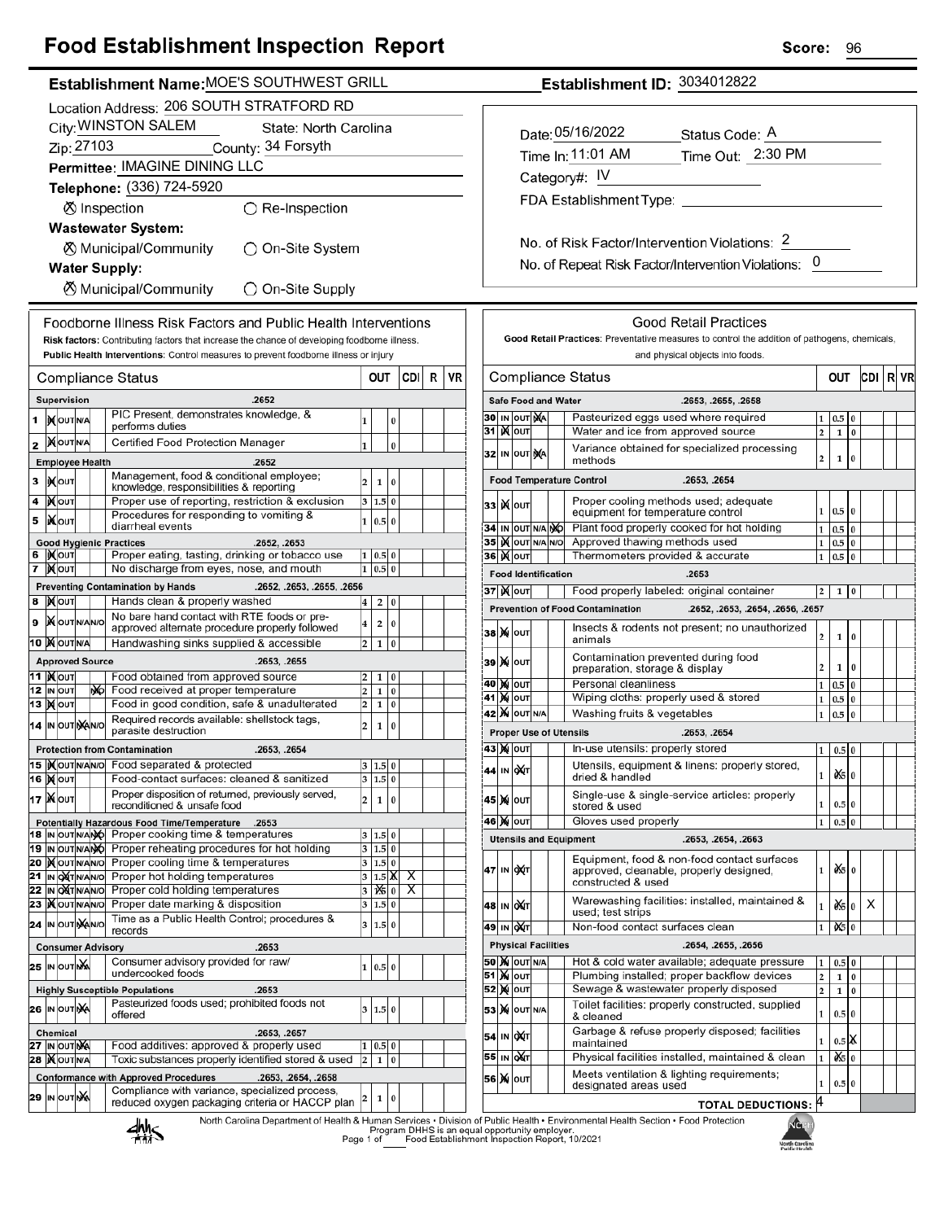# Food Establishment Inspection Report

**Score:** 96

**Establishment Name:** MOE'S SOUTHWEST GRILL

**Establishment ID:** 3034012822

Location Address: 206 SOUTH STRATFORD RD

City: WINSTON SALEM State: North Carolina

Zip: 27103 County: 34 Forsyth

**Permittee:** IMAGINE DINING LLC

**Telephone:** (336) 724-5920

⊗ Inspection ○ Re-Inspection

**Wastewater System:**

⊗ Municipal/Community ○ On-Site System

**Water Supply:**

⊗ Municipal/Community ○ On-Site Supply

Date: 05/16/2022 Status Code: A

Time In: 11:01 AM Time Out: 2:30 PM

Category#: IV

FDA Establishment Type:

No. of Risk Factor/Intervention Violations: 2

No. of Repeat Risk Factor/Intervention Violations: 0

## Foodborne Illness Risk Factors and Public Health Interventions

**Risk factors:** Contributing factors that increase the chance of developing foodborne illness.
**Public Health Interventions:** Control measures to prevent foodborne illness or injury

| # | Status | Compliance Status | OUT | | | CDI | R | VR |
|---|---|---|---|---|---|---|---|---|
| **Supervision** | | **.2652** | | | | | | |
| 1 | IN | PIC Present, demonstrates knowledge, & performs duties | 1 | | 0 | | | |
| 2 | IN | Certified Food Protection Manager | 1 | | 0 | | | |
| **Employee Health** | | **.2652** | | | | | | |
| 3 | IN | Management, food & conditional employee; knowledge, responsibilities & reporting | 2 | 1 | 0 | | | |
| 4 | IN | Proper use of reporting, restriction & exclusion | 3 | 1.5 | 0 | | | |
| 5 | IN | Procedures for responding to vomiting & diarrheal events | 1 | 0.5 | 0 | | | |
| **Good Hygienic Practices** | | **.2652, .2653** | | | | | | |
| 6 | IN | Proper eating, tasting, drinking or tobacco use | 1 | 0.5 | 0 | | | |
| 7 | IN | No discharge from eyes, nose, and mouth | 1 | 0.5 | 0 | | | |
| **Preventing Contamination by Hands** | | **.2652, .2653, .2655, .2656** | | | | | | |
| 8 | IN | Hands clean & properly washed | 4 | 2 | 0 | | | |
| 9 | IN | No bare hand contact with RTE foods or pre-approved alternate procedure properly followed | 4 | 2 | 0 | | | |
| 10 | IN | Handwashing sinks supplied & accessible | 2 | 1 | 0 | | | |
| **Approved Source** | | **.2653, .2655** | | | | | | |
| 11 | IN | Food obtained from approved source | 2 | 1 | 0 | | | |
| 12 | N/O | Food received at proper temperature | 2 | 1 | 0 | | | |
| 13 | IN | Food in good condition, safe & unadulterated | 2 | 1 | 0 | | | |
| 14 | N/A | Required records available: shellstock tags, parasite destruction | 2 | 1 | 0 | | | |
| **Protection from Contamination** | | **.2653, .2654** | | | | | | |
| 15 | IN | Food separated & protected | 3 | 1.5 | 0 | | | |
| 16 | IN | Food-contact surfaces: cleaned & sanitized | 3 | 1.5 | 0 | | | |
| 17 | IN | Proper disposition of returned, previously served, reconditioned & unsafe food | 2 | 1 | 0 | | | |
| **Potentially Hazardous Food Time/Temperature** | | **.2653** | | | | | | |
| 18 | N/O | Proper cooking time & temperatures | 3 | 1.5 | 0 | | | |
| 19 | N/O | Proper reheating procedures for hot holding | 3 | 1.5 | 0 | | | |
| 20 | IN | Proper cooling time & temperatures | 3 | 1.5 | 0 | | | |
| 21 | OUT | Proper hot holding temperatures | 3 | 1.5 | X | X | | |
| 22 | OUT | Proper cold holding temperatures | 3 | X (1.5) | 0 | X | | |
| 23 | IN | Proper date marking & disposition | 3 | 1.5 | 0 | | | |
| 24 | N/A | Time as a Public Health Control; procedures & records | 3 | 1.5 | 0 | | | |
| **Consumer Advisory** | | **.2653** | | | | | | |
| 25 | N/A | Consumer advisory provided for raw/undercooked foods | 1 | 0.5 | 0 | | | |
| **Highly Susceptible Populations** | | **.2653** | | | | | | |
| 26 | N/A | Pasteurized foods used; prohibited foods not offered | 3 | 1.5 | 0 | | | |
| **Chemical** | | **.2653, .2657** | | | | | | |
| 27 | N/A | Food additives: approved & properly used | 1 | 0.5 | 0 | | | |
| 28 | IN | Toxic substances properly identified stored & used | 2 | 1 | 0 | | | |
| **Conformance with Approved Procedures** | | **.2653, .2654, .2658** | | | | | | |
| 29 | N/A | Compliance with variance, specialized process, reduced oxygen packaging criteria or HACCP plan | 2 | 1 | 0 | | | |

## Good Retail Practices

**Good Retail Practices:** Preventative measures to control the addition of pathogens, chemicals, and physical objects into foods.

| # | Status | Compliance Status | OUT | | | CDI | R | VR |
|---|---|---|---|---|---|---|---|---|
| **Safe Food and Water** | | **.2653, .2655, .2658** | | | | | | |
| 30 | N/A | Pasteurized eggs used where required | 1 | 0.5 | 0 | | | |
| 31 | IN | Water and ice from approved source | 2 | 1 | 0 | | | |
| 32 | N/A | Variance obtained for specialized processing methods | 2 | 1 | 0 | | | |
| **Food Temperature Control** | | **.2653, .2654** | | | | | | |
| 33 | IN | Proper cooling methods used; adequate equipment for temperature control | 1 | 0.5 | 0 | | | |
| 34 | N/O | Plant food properly cooked for hot holding | 1 | 0.5 | 0 | | | |
| 35 | IN | Approved thawing methods used | 1 | 0.5 | 0 | | | |
| 36 | IN | Thermometers provided & accurate | 1 | 0.5 | 0 | | | |
| **Food Identification** | | **.2653** | | | | | | |
| 37 | IN | Food properly labeled: original container | 2 | 1 | 0 | | | |
| **Prevention of Food Contamination** | | **.2652, .2653, .2654, .2656, .2657** | | | | | | |
| 38 | IN | Insects & rodents not present; no unauthorized animals | 2 | 1 | 0 | | | |
| 39 | IN | Contamination prevented during food preparation, storage & display | 2 | 1 | 0 | | | |
| 40 | IN | Personal cleanliness | 1 | 0.5 | 0 | | | |
| 41 | IN | Wiping cloths: properly used & stored | 1 | 0.5 | 0 | | | |
| 42 | IN | Washing fruits & vegetables | 1 | 0.5 | 0 | | | |
| **Proper Use of Utensils** | | **.2653, .2654** | | | | | | |
| 43 | IN | In-use utensils: properly stored | 1 | 0.5 | 0 | | | |
| 44 | OUT | Utensils, equipment & linens: properly stored, dried & handled | 1 | X (0.5) | 0 | | | |
| 45 | IN | Single-use & single-service articles: properly stored & used | 1 | 0.5 | 0 | | | |
| 46 | IN | Gloves used properly | 1 | 0.5 | 0 | | | |
| **Utensils and Equipment** | | **.2653, .2654, .2663** | | | | | | |
| 47 | OUT | Equipment, food & non-food contact surfaces approved, cleanable, properly designed, constructed & used | 1 | X (0.5) | 0 | | | |
| 48 | OUT | Warewashing facilities: installed, maintained & used; test strips | 1 | X (0.5) | 0 | X | | |
| 49 | OUT | Non-food contact surfaces clean | 1 | X (0.5) | 0 | | | |
| **Physical Facilities** | | **.2654, .2655, .2656** | | | | | | |
| 50 | IN | Hot & cold water available; adequate pressure | 1 | 0.5 | 0 | | | |
| 51 | IN | Plumbing installed; proper backflow devices | 2 | 1 | 0 | | | |
| 52 | IN | Sewage & wastewater properly disposed | 2 | 1 | 0 | | | |
| 53 | IN | Toilet facilities: properly constructed, supplied & cleaned | 1 | 0.5 | 0 | | | |
| 54 | OUT | Garbage & refuse properly disposed; facilities maintained | 1 | 0.5 | X | | | |
| 55 | OUT | Physical facilities installed, maintained & clean | 1 | X (0.5) | 0 | | | |
| 56 | IN | Meets ventilation & lighting requirements; designated areas used | 1 | 0.5 | 0 | | | |
| | | **TOTAL DEDUCTIONS:** | 4 | | | | | |

North Carolina Department of Health & Human Services • Division of Public Health • Environmental Health Section • Food Protection Program DHHS is an equal opportunity employer. Food Establishment Inspection Report, 10/2021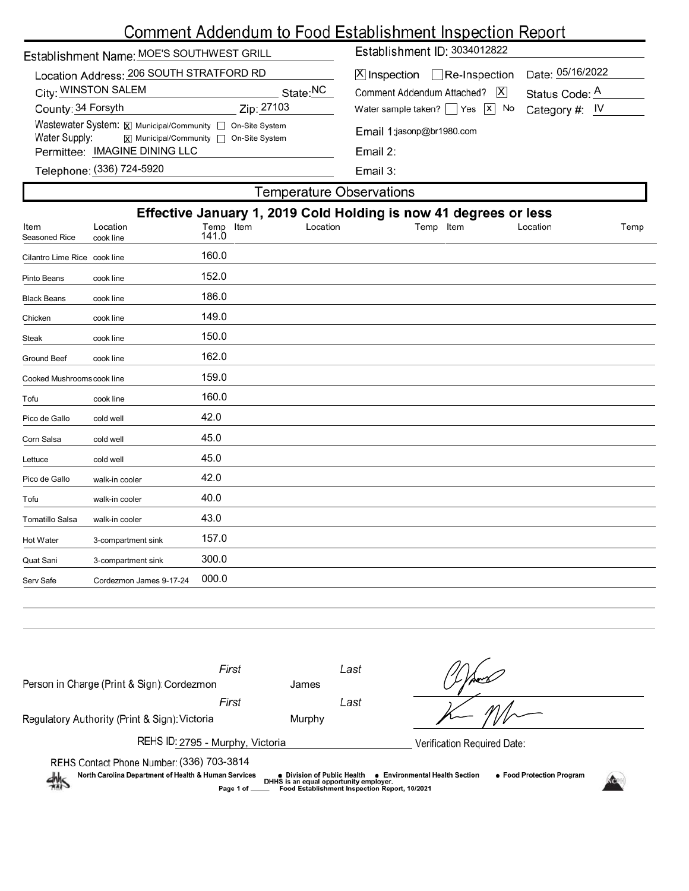# Comment Addendum to Food Establishment Inspection Report

Establishment Name: MOE'S SOUTHWEST GRILL

Location Address: 206 SOUTH STRATFORD RD

City: WINSTON SALEM State: NC

County: 34 Forsyth Zip: 27103

Wastewater System: [X] Municipal/Community [ ] On-Site System

Water Supply: [X] Municipal/Community [ ] On-Site System

Permittee: IMAGINE DINING LLC

Telephone: (336) 724-5920

Establishment ID: 3034012822

[X] Inspection [ ] Re-Inspection Date: 05/16/2022

Comment Addendum Attached? [X] Status Code: A

Water sample taken? [ ] Yes [X] No Category #: IV

Email 1: jasonp@br1980.com

Email 2:

Email 3:

## Temperature Observations

**Effective January 1, 2019 Cold Holding is now 41 degrees or less**

| Item | Location | Temp | Item | Location | Temp | Item | Location | Temp |
|---|---|---|---|---|---|---|---|---|
| Seasoned Rice | cook line | 141.0 | | | | | | |
| Cilantro Lime Rice | cook line | 160.0 | | | | | | |
| Pinto Beans | cook line | 152.0 | | | | | | |
| Black Beans | cook line | 186.0 | | | | | | |
| Chicken | cook line | 149.0 | | | | | | |
| Steak | cook line | 150.0 | | | | | | |
| Ground Beef | cook line | 162.0 | | | | | | |
| Cooked Mushrooms | cook line | 159.0 | | | | | | |
| Tofu | cook line | 160.0 | | | | | | |
| Pico de Gallo | cold well | 42.0 | | | | | | |
| Corn Salsa | cold well | 45.0 | | | | | | |
| Lettuce | cold well | 45.0 | | | | | | |
| Pico de Gallo | walk-in cooler | 42.0 | | | | | | |
| Tofu | walk-in cooler | 40.0 | | | | | | |
| Tomatillo Salsa | walk-in cooler | 43.0 | | | | | | |
| Hot Water | 3-compartment sink | 157.0 | | | | | | |
| Quat Sani | 3-compartment sink | 300.0 | | | | | | |
| Serv Safe | Cordezmon James 9-17-24 | 000.0 | | | | | | |

| | First | Last |
|---|---|---|
| Person in Charge (Print & Sign): | Cordezmon | James |
| Regulatory Authority (Print & Sign): | Victoria | Murphy |

REHS ID: 2795 - Murphy, Victoria

Verification Required Date:

REHS Contact Phone Number: (336) 703-3814

North Carolina Department of Health & Human Services • Division of Public Health • Environmental Health Section • Food Protection Program

DHHS is an equal opportunity employer.

Food Establishment Inspection Report, 10/2021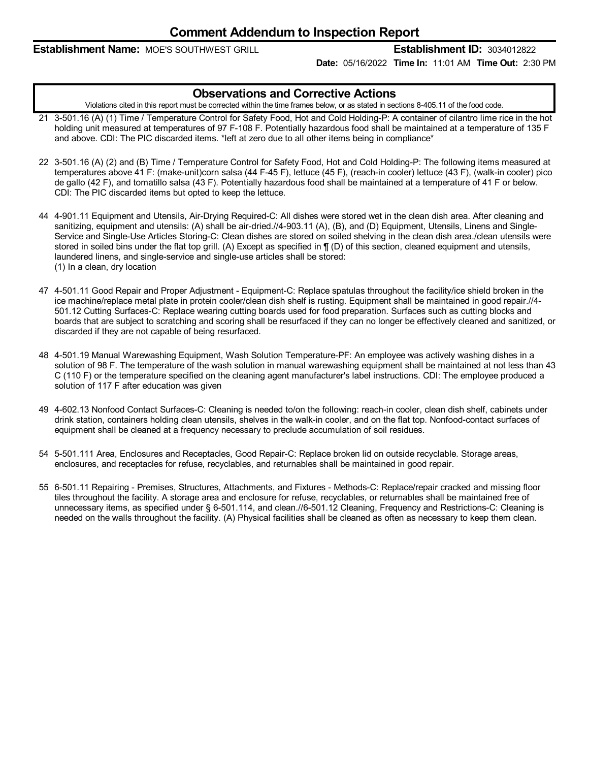# Comment Addendum to Inspection Report

**Establishment Name:** MOE'S SOUTHWEST GRILL **Establishment ID:** 3034012822

**Date:** 05/16/2022 **Time In:** 11:01 AM **Time Out:** 2:30 PM

## Observations and Corrective Actions

Violations cited in this report must be corrected within the time frames below, or as stated in sections 8-405.11 of the food code.

21 3-501.16 (A) (1) Time / Temperature Control for Safety Food, Hot and Cold Holding-P: A container of cilantro lime rice in the hot holding unit measured at temperatures of 97 F-108 F. Potentially hazardous food shall be maintained at a temperature of 135 F and above. CDI: The PIC discarded items. *left at zero due to all other items being in compliance*

22 3-501.16 (A) (2) and (B) Time / Temperature Control for Safety Food, Hot and Cold Holding-P: The following items measured at temperatures above 41 F: (make-unit)corn salsa (44 F-45 F), lettuce (45 F), (reach-in cooler) lettuce (43 F), (walk-in cooler) pico de gallo (42 F), and tomatillo salsa (43 F). Potentially hazardous food shall be maintained at a temperature of 41 F or below. CDI: The PIC discarded items but opted to keep the lettuce.

44 4-901.11 Equipment and Utensils, Air-Drying Required-C: All dishes were stored wet in the clean dish area. After cleaning and sanitizing, equipment and utensils: (A) shall be air-dried.//4-903.11 (A), (B), and (D) Equipment, Utensils, Linens and Single-Service and Single-Use Articles Storing-C: Clean dishes are stored on soiled shelving in the clean dish area./clean utensils were stored in soiled bins under the flat top grill. (A) Except as specified in ¶ (D) of this section, cleaned equipment and utensils, laundered linens, and single-service and single-use articles shall be stored:
(1) In a clean, dry location

47 4-501.11 Good Repair and Proper Adjustment - Equipment-C: Replace spatulas throughout the facility/ice shield broken in the ice machine/replace metal plate in protein cooler/clean dish shelf is rusting. Equipment shall be maintained in good repair.//4-501.12 Cutting Surfaces-C: Replace wearing cutting boards used for food preparation. Surfaces such as cutting blocks and boards that are subject to scratching and scoring shall be resurfaced if they can no longer be effectively cleaned and sanitized, or discarded if they are not capable of being resurfaced.

48 4-501.19 Manual Warewashing Equipment, Wash Solution Temperature-PF: An employee was actively washing dishes in a solution of 98 F. The temperature of the wash solution in manual warewashing equipment shall be maintained at not less than 43 C (110 F) or the temperature specified on the cleaning agent manufacturer's label instructions. CDI: The employee produced a solution of 117 F after education was given

49 4-602.13 Nonfood Contact Surfaces-C: Cleaning is needed to/on the following: reach-in cooler, clean dish shelf, cabinets under drink station, containers holding clean utensils, shelves in the walk-in cooler, and on the flat top. Nonfood-contact surfaces of equipment shall be cleaned at a frequency necessary to preclude accumulation of soil residues.

54 5-501.111 Area, Enclosures and Receptacles, Good Repair-C: Replace broken lid on outside recyclable. Storage areas, enclosures, and receptacles for refuse, recyclables, and returnables shall be maintained in good repair.

55 6-501.11 Repairing - Premises, Structures, Attachments, and Fixtures - Methods-C: Replace/repair cracked and missing floor tiles throughout the facility. A storage area and enclosure for refuse, recyclables, or returnables shall be maintained free of unnecessary items, as specified under § 6-501.114, and clean.//6-501.12 Cleaning, Frequency and Restrictions-C: Cleaning is needed on the walls throughout the facility. (A) Physical facilities shall be cleaned as often as necessary to keep them clean.